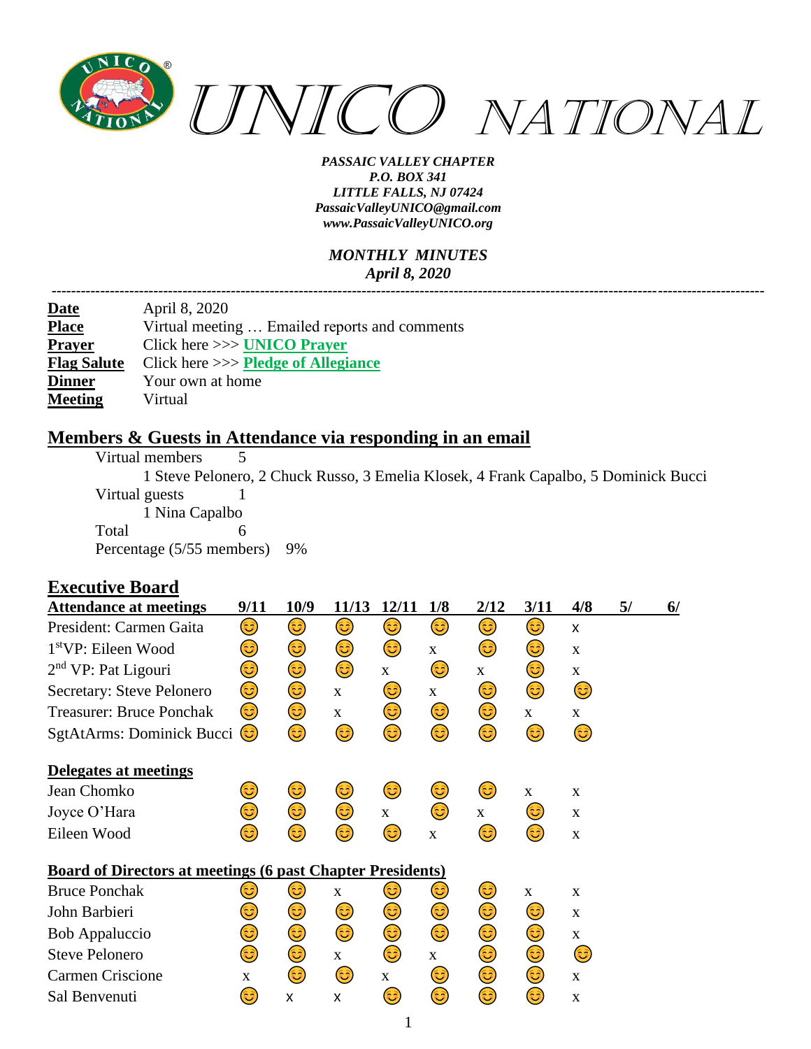# UNICO NATIONAL

***PASSAIC VALLEY CHAPTER***
***P.O. BOX 341***
***LITTLE FALLS, NJ 07424***
***PassaicValleyUNICO@gmail.com***
***www.PassaicValleyUNICO.org***

***MONTHLY MINUTES***
***April 8, 2020***

---

| | |
|---|---|
| **Date** | April 8, 2020 |
| **Place** | Virtual meeting … Emailed reports and comments |
| **Prayer** | Click here >>> **UNICO Prayer** |
| **Flag Salute** | Click here >>> **Pledge of Allegiance** |
| **Dinner** | Your own at home |
| **Meeting** | Virtual |

## Members & Guests in Attendance via responding in an email

Virtual members 5
1 Steve Pelonero, 2 Chuck Russo, 3 Emelia Klosek, 4 Frank Capalbo, 5 Dominick Bucci

Virtual guests 1
1 Nina Capalbo

Total 6

Percentage (5/55 members) 9%

## Executive Board

| Attendance at meetings | 9/11 | 10/9 | 11/13 | 12/11 | 1/8 | 2/12 | 3/11 | 4/8 | 5/ | 6/ |
|---|---|---|---|---|---|---|---|---|---|---|
| President: Carmen Gaita | 😊 | 😊 | 😊 | 😊 | 😊 | 😊 | 😊 | x | | |
| 1st VP: Eileen Wood | 😊 | 😊 | 😊 | 😊 | x | 😊 | 😊 | x | | |
| 2nd VP: Pat Ligouri | 😊 | 😊 | 😊 | x | 😊 | x | 😊 | x | | |
| Secretary: Steve Pelonero | 😊 | 😊 | x | 😊 | x | 😊 | 😊 | 😊 | | |
| Treasurer: Bruce Ponchak | 😊 | 😊 | x | 😊 | 😊 | 😊 | x | x | | |
| SgtAtArms: Dominick Bucci | 😊 | 😊 | 😊 | 😊 | 😊 | 😊 | 😊 | 😊 | | |
| **Delegates at meetings** | | | | | | | | | | |
| Jean Chomko | 😊 | 😊 | 😊 | 😊 | 😊 | 😊 | x | x | | |
| Joyce O'Hara | 😊 | 😊 | 😊 | x | 😊 | x | 😊 | x | | |
| Eileen Wood | 😊 | 😊 | 😊 | 😊 | x | 😊 | 😊 | x | | |
| **Board of Directors at meetings (6 past Chapter Presidents)** | | | | | | | | | | |
| Bruce Ponchak | 😊 | 😊 | x | 😊 | 😊 | 😊 | x | x | | |
| John Barbieri | 😊 | 😊 | 😊 | 😊 | 😊 | 😊 | 😊 | x | | |
| Bob Appaluccio | 😊 | 😊 | 😊 | 😊 | 😊 | 😊 | 😊 | x | | |
| Steve Pelonero | 😊 | 😊 | x | 😊 | x | 😊 | 😊 | 😊 | | |
| Carmen Criscione | x | 😊 | 😊 | x | 😊 | 😊 | 😊 | x | | |
| Sal Benvenuti | 😊 | x | x | 😊 | 😊 | 😊 | 😊 | x | | |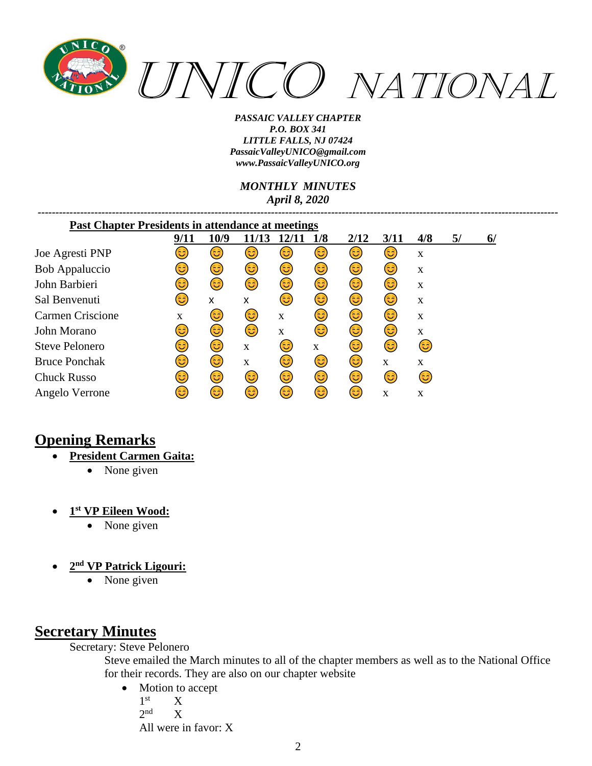# UNICO NATIONAL

***PASSAIC VALLEY CHAPTER***
***P.O. BOX 341***
***LITTLE FALLS, NJ 07424***
***PassaicValleyUNICO@gmail.com***
***www.PassaicValleyUNICO.org***

***MONTHLY MINUTES***
***April 8, 2020***

---

**Past Chapter Presidents in attendance at meetings**

| | 9/11 | 10/9 | 11/13 | 12/11 | 1/8 | 2/12 | 3/11 | 4/8 | 5/ | 6/ |
|---|---|---|---|---|---|---|---|---|---|---|
| Joe Agresti PNP | 😊 | 😊 | 😊 | 😊 | 😊 | 😊 | 😊 | x | | |
| Bob Appaluccio | 😊 | 😊 | 😊 | 😊 | 😊 | 😊 | 😊 | x | | |
| John Barbieri | 😊 | 😊 | 😊 | 😊 | 😊 | 😊 | 😊 | x | | |
| Sal Benvenuti | 😊 | x | x | 😊 | 😊 | 😊 | 😊 | x | | |
| Carmen Criscione | x | 😊 | 😊 | x | 😊 | 😊 | 😊 | x | | |
| John Morano | 😊 | 😊 | 😊 | x | 😊 | 😊 | 😊 | x | | |
| Steve Pelonero | 😊 | 😊 | x | 😊 | x | 😊 | 😊 | 😊 | | |
| Bruce Ponchak | 😊 | 😊 | x | 😊 | 😊 | 😊 | x | x | | |
| Chuck Russo | 😊 | 😊 | 😊 | 😊 | 😊 | 😊 | 😊 | 😊 | | |
| Angelo Verrone | 😊 | 😊 | 😊 | 😊 | 😊 | 😊 | x | x | | |

## Opening Remarks

- **President Carmen Gaita:**
  - None given

- **1st VP Eileen Wood:**
  - None given

- **2nd VP Patrick Ligouri:**
  - None given

## Secretary Minutes

Secretary: Steve Pelonero

Steve emailed the March minutes to all of the chapter members as well as to the National Office for their records. They are also on our chapter website

- Motion to accept

  1st X

  2nd X

  All were in favor: X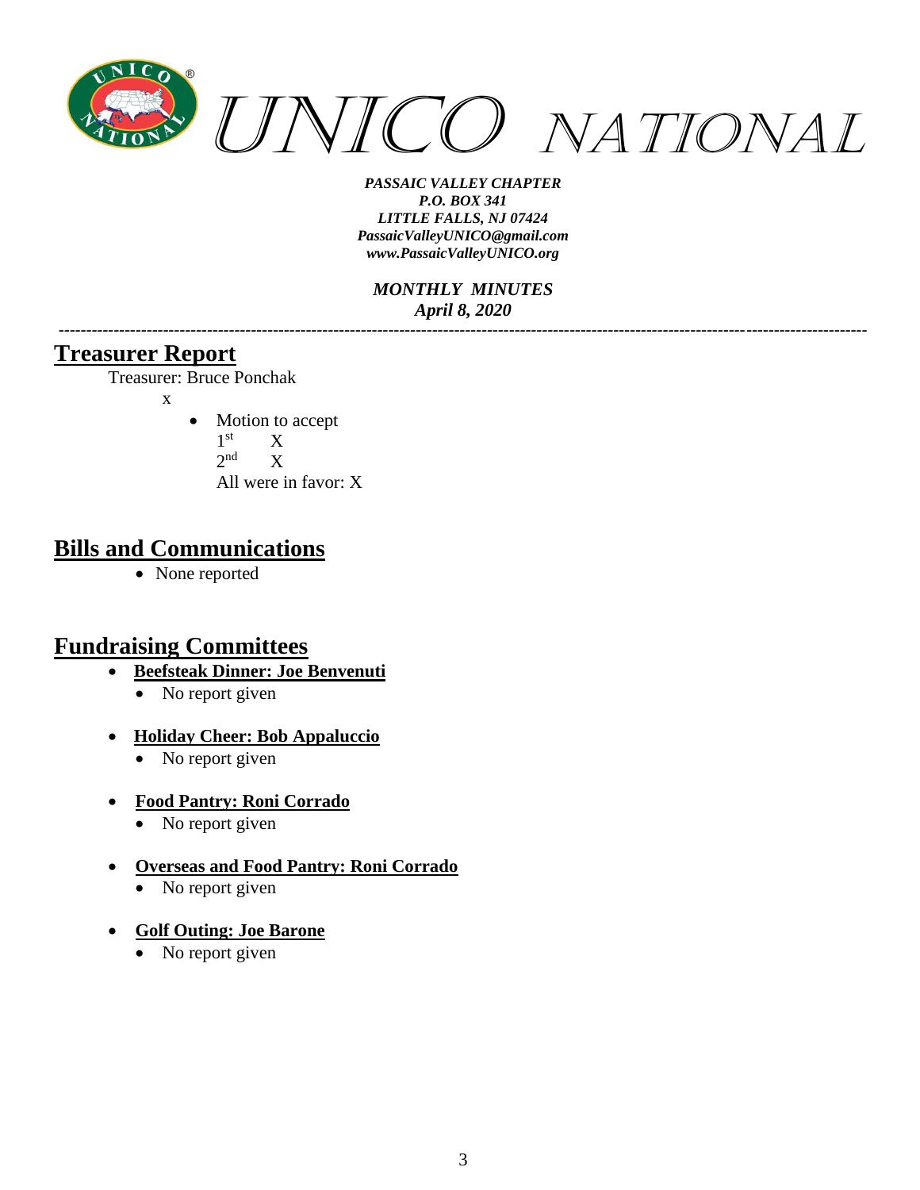UNICO NATIONAL

*PASSAIC VALLEY CHAPTER*
*P.O. BOX 341*
*LITTLE FALLS, NJ 07424*
*PassaicValleyUNICO@gmail.com*
*www.PassaicValleyUNICO.org*

*MONTHLY MINUTES*
*April 8, 2020*

---

## Treasurer Report

Treasurer: Bruce Ponchak

x

- Motion to accept
  1st X
  2nd X
  All were in favor: X

## Bills and Communications

- None reported

## Fundraising Committees

- **Beefsteak Dinner: Joe Benvenuti**
  - No report given
- **Holiday Cheer: Bob Appaluccio**
  - No report given
- **Food Pantry: Roni Corrado**
  - No report given
- **Overseas and Food Pantry: Roni Corrado**
  - No report given
- **Golf Outing: Joe Barone**
  - No report given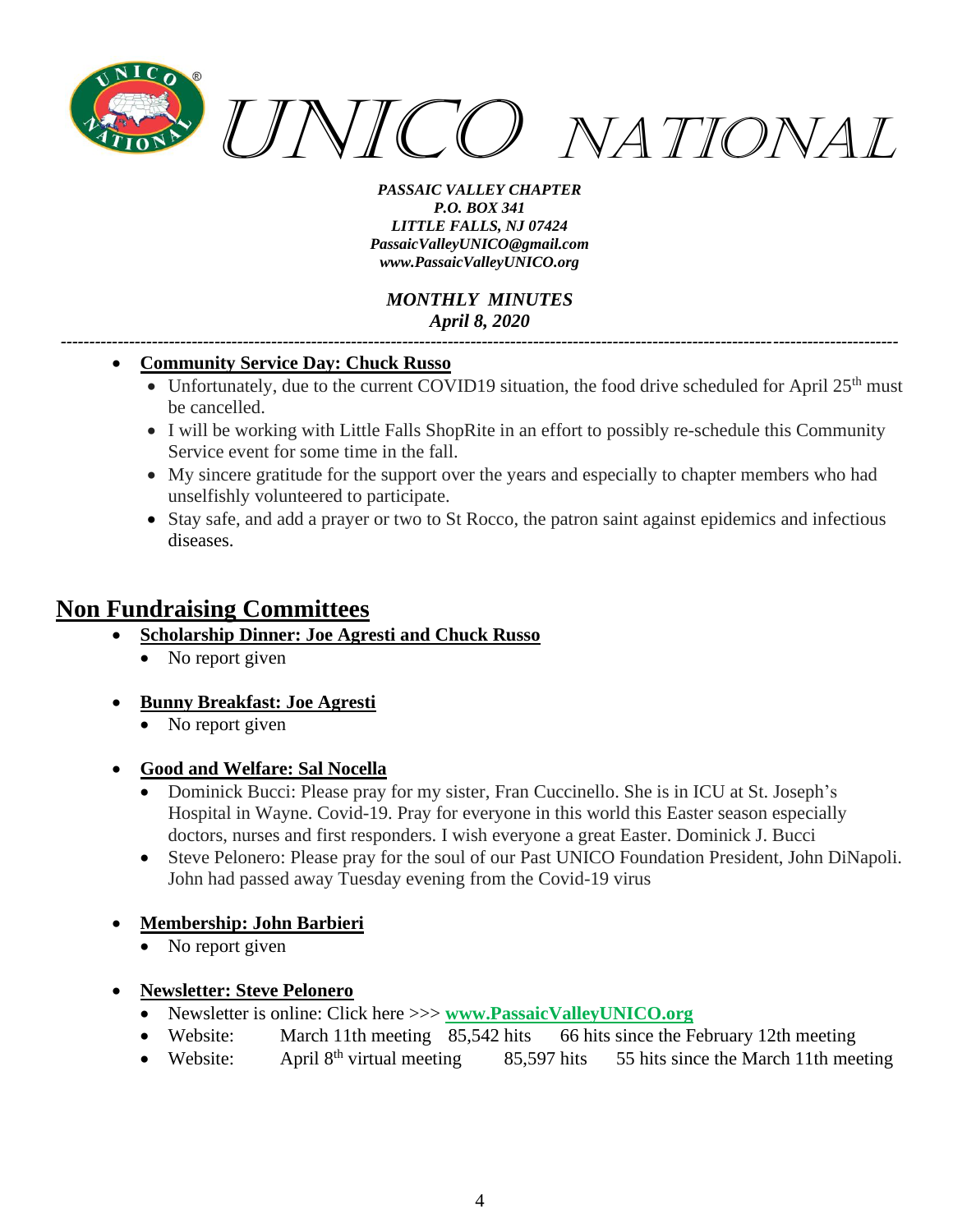UNICO NATIONAL

*PASSAIC VALLEY CHAPTER*
*P.O. BOX 341*
*LITTLE FALLS, NJ 07424*
*PassaicValleyUNICO@gmail.com*
*www.PassaicValleyUNICO.org*

*MONTHLY MINUTES*
*April 8, 2020*

---

- **Community Service Day: Chuck Russo**
  - Unfortunately, due to the current COVID19 situation, the food drive scheduled for April 25th must be cancelled.
  - I will be working with Little Falls ShopRite in an effort to possibly re-schedule this Community Service event for some time in the fall.
  - My sincere gratitude for the support over the years and especially to chapter members who had unselfishly volunteered to participate.
  - Stay safe, and add a prayer or two to St Rocco, the patron saint against epidemics and infectious diseases.

## Non Fundraising Committees

- **Scholarship Dinner: Joe Agresti and Chuck Russo**
  - No report given

- **Bunny Breakfast: Joe Agresti**
  - No report given

- **Good and Welfare: Sal Nocella**
  - Dominick Bucci: Please pray for my sister, Fran Cuccinello. She is in ICU at St. Joseph's Hospital in Wayne. Covid-19. Pray for everyone in this world this Easter season especially doctors, nurses and first responders. I wish everyone a great Easter. Dominick J. Bucci
  - Steve Pelonero: Please pray for the soul of our Past UNICO Foundation President, John DiNapoli. John had passed away Tuesday evening from the Covid-19 virus

- **Membership: John Barbieri**
  - No report given

- **Newsletter: Steve Pelonero**
  - Newsletter is online: Click here >>> **www.PassaicValleyUNICO.org**
  - Website: March 11th meeting 85,542 hits 66 hits since the February 12th meeting
  - Website: April 8th virtual meeting 85,597 hits 55 hits since the March 11th meeting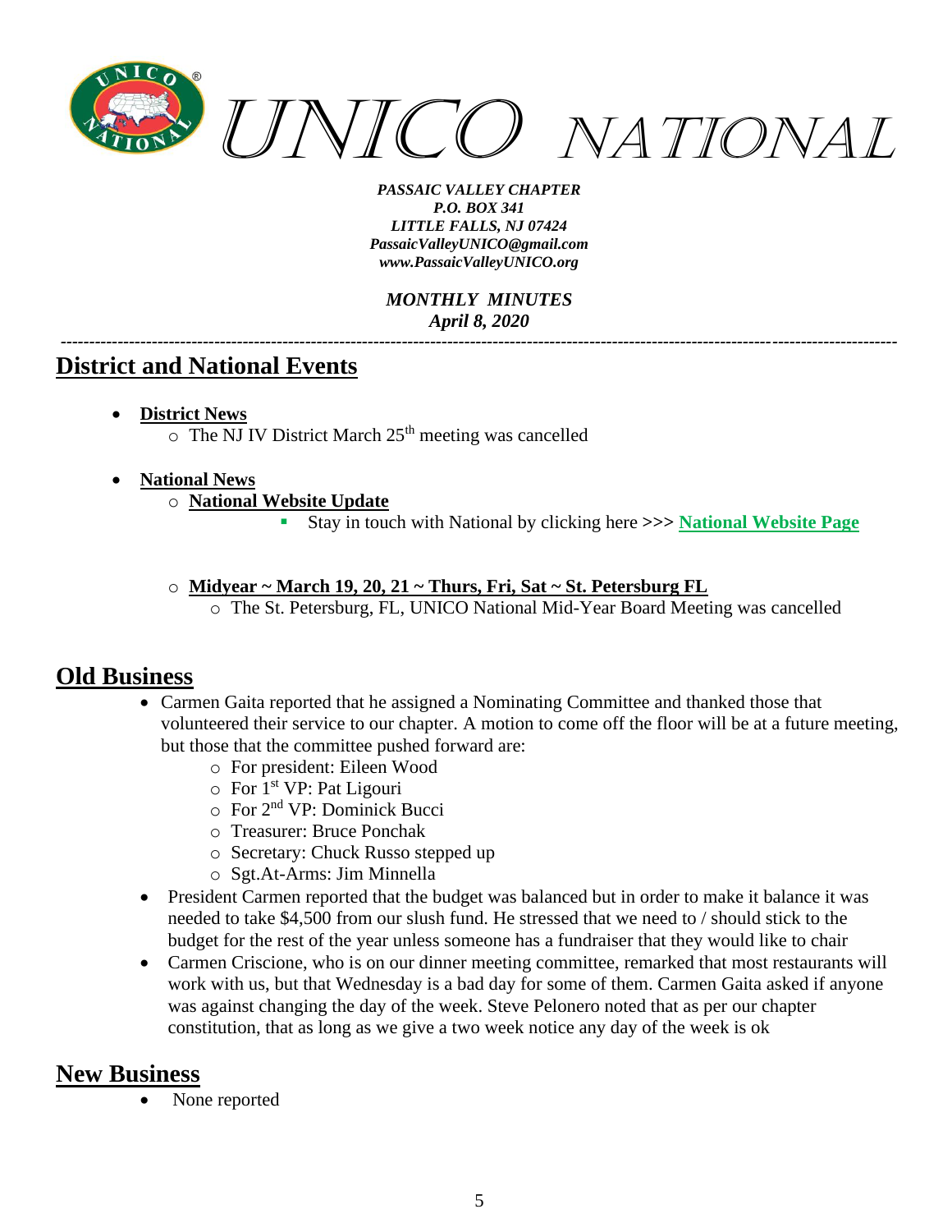## District and National Events

- **District News**
  - The NJ IV District March 25th meeting was cancelled
- **National News**
  - **National Website Update**
    - Stay in touch with National by clicking here >>> **National Website Page**
  - **Midyear ~ March 19, 20, 21 ~ Thurs, Fri, Sat ~ St. Petersburg FL**
    - The St. Petersburg, FL, UNICO National Mid-Year Board Meeting was cancelled

## Old Business

- Carmen Gaita reported that he assigned a Nominating Committee and thanked those that volunteered their service to our chapter. A motion to come off the floor will be at a future meeting, but those that the committee pushed forward are:
  - For president: Eileen Wood
  - For 1st VP: Pat Ligouri
  - For 2nd VP: Dominick Bucci
  - Treasurer: Bruce Ponchak
  - Secretary: Chuck Russo stepped up
  - Sgt.At-Arms: Jim Minnella
- President Carmen reported that the budget was balanced but in order to make it balance it was needed to take $4,500 from our slush fund. He stressed that we need to / should stick to the budget for the rest of the year unless someone has a fundraiser that they would like to chair
- Carmen Criscione, who is on our dinner meeting committee, remarked that most restaurants will work with us, but that Wednesday is a bad day for some of them. Carmen Gaita asked if anyone was against changing the day of the week. Steve Pelonero noted that as per our chapter constitution, that as long as we give a two week notice any day of the week is ok

## New Business

- None reported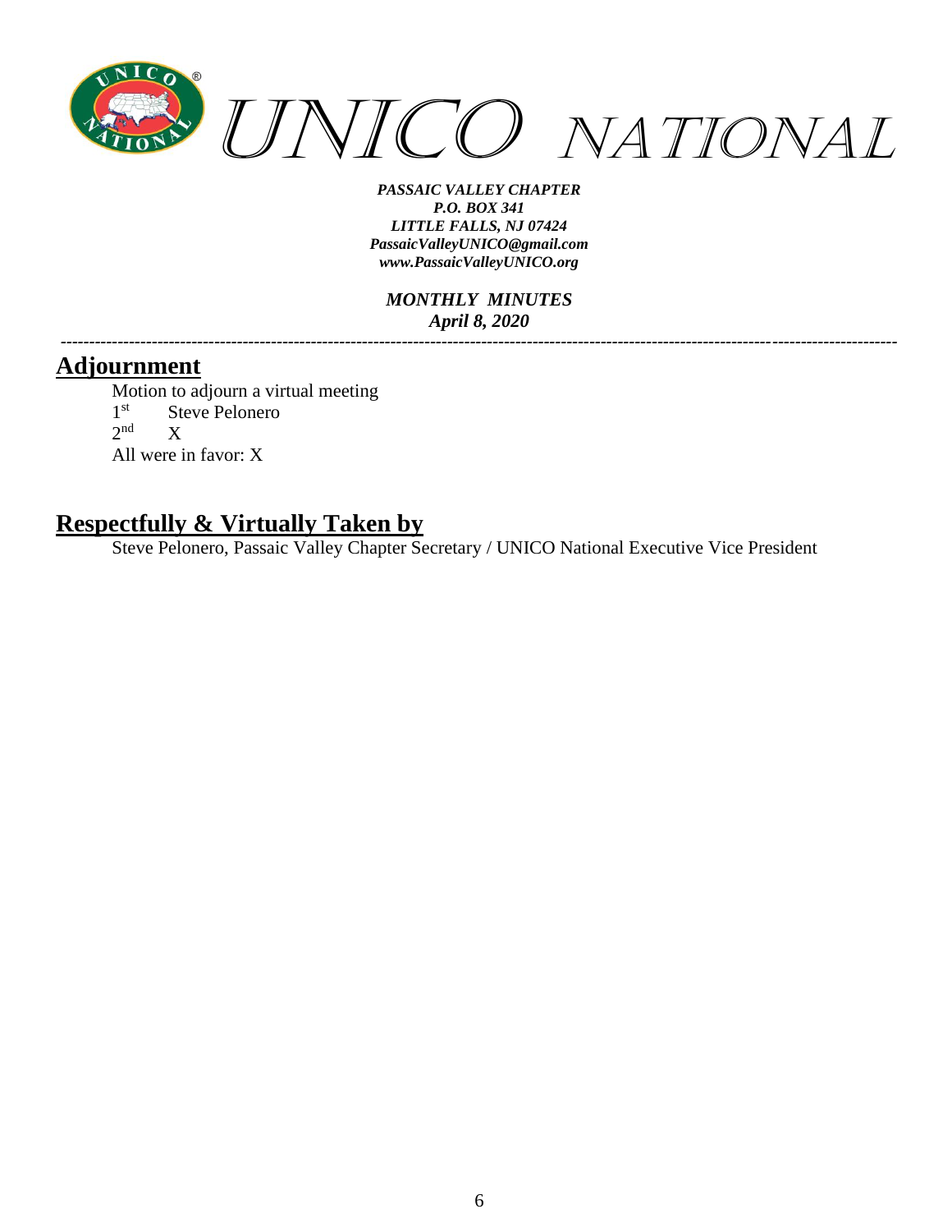# UNICO NATIONAL

***PASSAIC VALLEY CHAPTER***
***P.O. BOX 341***
***LITTLE FALLS, NJ 07424***
***PassaicValleyUNICO@gmail.com***
***www.PassaicValleyUNICO.org***

***MONTHLY MINUTES***
***April 8, 2020***

---

## Adjournment

Motion to adjourn a virtual meeting
1st Steve Pelonero
2nd X
All were in favor: X

## Respectfully & Virtually Taken by

Steve Pelonero, Passaic Valley Chapter Secretary / UNICO National Executive Vice President